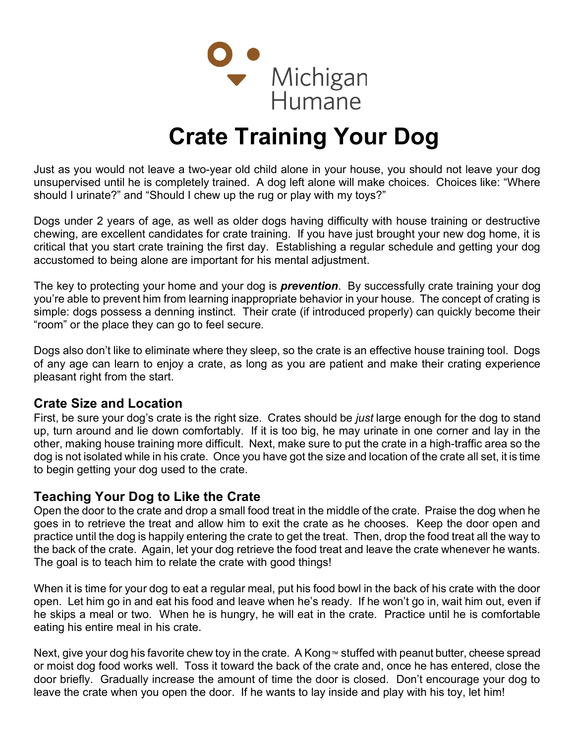Michigan Humane

# Crate Training Your Dog

Just as you would not leave a two-year old child alone in your house, you should not leave your dog unsupervised until he is completely trained. A dog left alone will make choices. Choices like: "Where should I urinate?" and "Should I chew up the rug or play with my toys?"

Dogs under 2 years of age, as well as older dogs having difficulty with house training or destructive chewing, are excellent candidates for crate training. If you have just brought your new dog home, it is critical that you start crate training the first day. Establishing a regular schedule and getting your dog accustomed to being alone are important for his mental adjustment.

The key to protecting your home and your dog is ***prevention***. By successfully crate training your dog you're able to prevent him from learning inappropriate behavior in your house. The concept of crating is simple: dogs possess a denning instinct. Their crate (if introduced properly) can quickly become their "room" or the place they can go to feel secure.

Dogs also don't like to eliminate where they sleep, so the crate is an effective house training tool. Dogs of any age can learn to enjoy a crate, as long as you are patient and make their crating experience pleasant right from the start.

## Crate Size and Location

First, be sure your dog's crate is the right size. Crates should be *just* large enough for the dog to stand up, turn around and lie down comfortably. If it is too big, he may urinate in one corner and lay in the other, making house training more difficult. Next, make sure to put the crate in a high-traffic area so the dog is not isolated while in his crate. Once you have got the size and location of the crate all set, it is time to begin getting your dog used to the crate.

## Teaching Your Dog to Like the Crate

Open the door to the crate and drop a small food treat in the middle of the crate. Praise the dog when he goes in to retrieve the treat and allow him to exit the crate as he chooses. Keep the door open and practice until the dog is happily entering the crate to get the treat. Then, drop the food treat all the way to the back of the crate. Again, let your dog retrieve the food treat and leave the crate whenever he wants. The goal is to teach him to relate the crate with good things!

When it is time for your dog to eat a regular meal, put his food bowl in the back of his crate with the door open. Let him go in and eat his food and leave when he's ready. If he won't go in, wait him out, even if he skips a meal or two. When he is hungry, he will eat in the crate. Practice until he is comfortable eating his entire meal in his crate.

Next, give your dog his favorite chew toy in the crate. A Kong™ stuffed with peanut butter, cheese spread or moist dog food works well. Toss it toward the back of the crate and, once he has entered, close the door briefly. Gradually increase the amount of time the door is closed. Don't encourage your dog to leave the crate when you open the door. If he wants to lay inside and play with his toy, let him!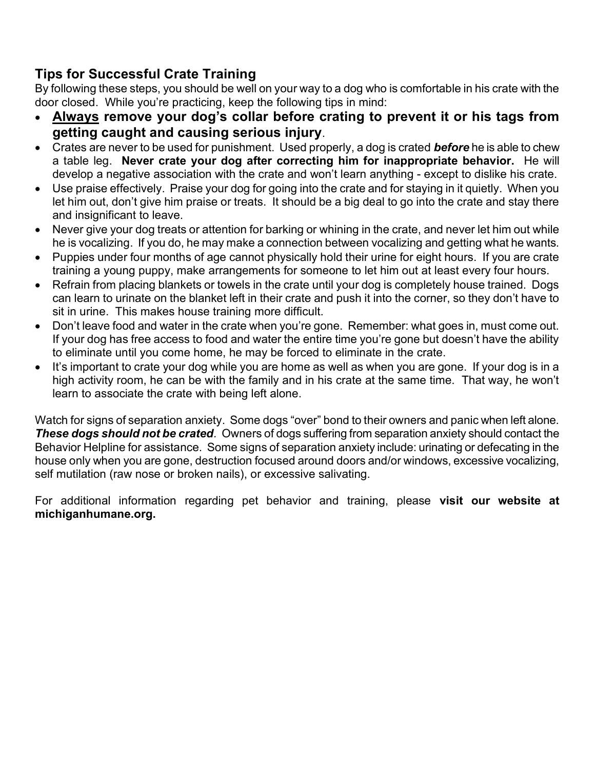## Tips for Successful Crate Training

By following these steps, you should be well on your way to a dog who is comfortable in his crate with the door closed. While you're practicing, keep the following tips in mind:

- **<u>Always</u> remove your dog's collar before crating to prevent it or his tags from getting caught and causing serious injury**.
- Crates are never to be used for punishment. Used properly, a dog is crated ***before*** he is able to chew a table leg. **Never crate your dog after correcting him for inappropriate behavior.** He will develop a negative association with the crate and won't learn anything - except to dislike his crate.
- Use praise effectively. Praise your dog for going into the crate and for staying in it quietly. When you let him out, don't give him praise or treats. It should be a big deal to go into the crate and stay there and insignificant to leave.
- Never give your dog treats or attention for barking or whining in the crate, and never let him out while he is vocalizing. If you do, he may make a connection between vocalizing and getting what he wants.
- Puppies under four months of age cannot physically hold their urine for eight hours. If you are crate training a young puppy, make arrangements for someone to let him out at least every four hours.
- Refrain from placing blankets or towels in the crate until your dog is completely house trained. Dogs can learn to urinate on the blanket left in their crate and push it into the corner, so they don't have to sit in urine. This makes house training more difficult.
- Don't leave food and water in the crate when you're gone. Remember: what goes in, must come out. If your dog has free access to food and water the entire time you're gone but doesn't have the ability to eliminate until you come home, he may be forced to eliminate in the crate.
- It's important to crate your dog while you are home as well as when you are gone. If your dog is in a high activity room, he can be with the family and in his crate at the same time. That way, he won't learn to associate the crate with being left alone.

Watch for signs of separation anxiety. Some dogs "over" bond to their owners and panic when left alone. ***These dogs should not be crated***. Owners of dogs suffering from separation anxiety should contact the Behavior Helpline for assistance. Some signs of separation anxiety include: urinating or defecating in the house only when you are gone, destruction focused around doors and/or windows, excessive vocalizing, self mutilation (raw nose or broken nails), or excessive salivating.

For additional information regarding pet behavior and training, please **visit our website at michiganhumane.org.**